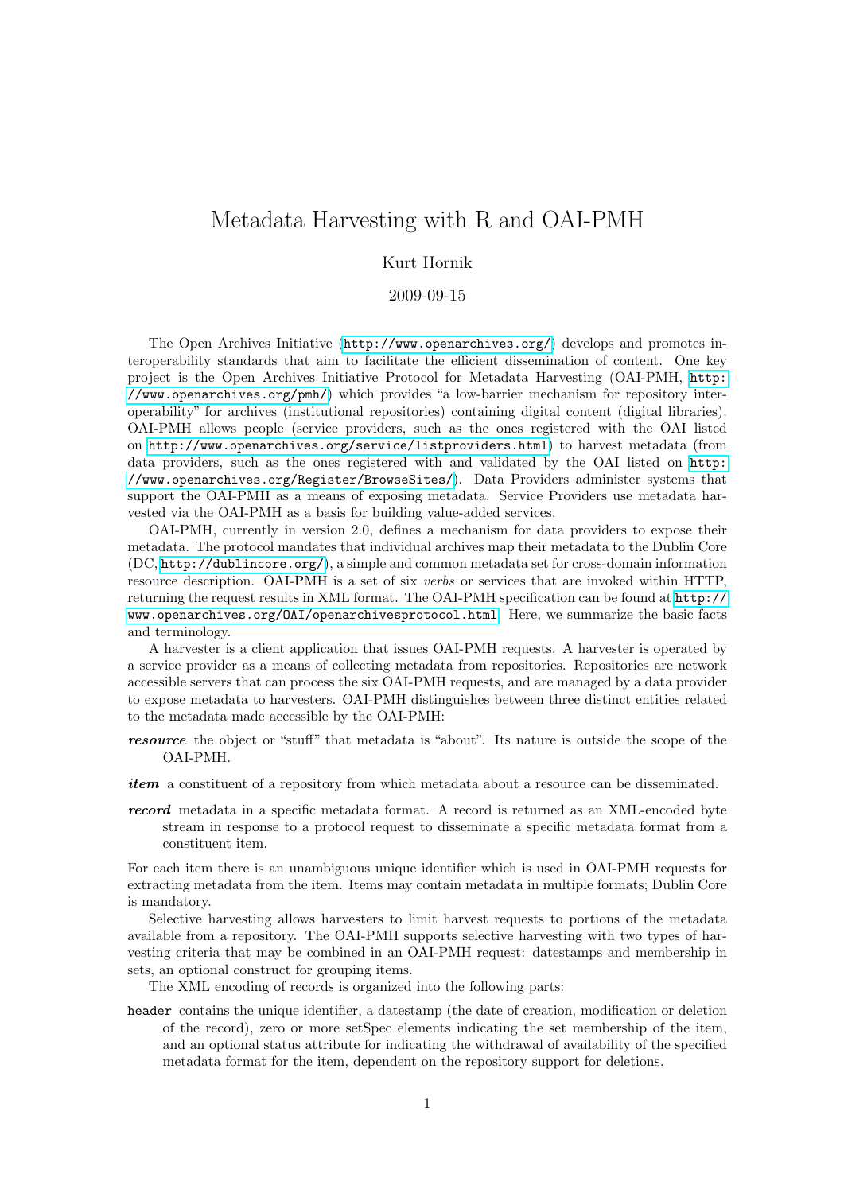# Metadata Harvesting with R and OAI-PMH

Kurt Hornik

2009-09-15

The Open Archives Initiative (http://www.openarchives.org/) develops and promotes interoperability standards that aim to facilitate the efficient dissemination of content. One key project is the Open Archives Initiative Protocol for Metadata Harvesting (OAI-PMH, http://www.openarchives.org/pmh/) which provides "a low-barrier mechanism for repository interoperability" for archives (institutional repositories) containing digital content (digital libraries). OAI-PMH allows people (service providers, such as the ones registered with the OAI listed on http://www.openarchives.org/service/listproviders.html) to harvest metadata (from data providers, such as the ones registered with and validated by the OAI listed on http://www.openarchives.org/Register/BrowseSites/). Data Providers administer systems that support the OAI-PMH as a means of exposing metadata. Service Providers use metadata harvested via the OAI-PMH as a basis for building value-added services.

OAI-PMH, currently in version 2.0, defines a mechanism for data providers to expose their metadata. The protocol mandates that individual archives map their metadata to the Dublin Core (DC, http://dublincore.org/), a simple and common metadata set for cross-domain information resource description. OAI-PMH is a set of six *verbs* or services that are invoked within HTTP, returning the request results in XML format. The OAI-PMH specification can be found at http://www.openarchives.org/OAI/openarchivesprotocol.html. Here, we summarize the basic facts and terminology.

A harvester is a client application that issues OAI-PMH requests. A harvester is operated by a service provider as a means of collecting metadata from repositories. Repositories are network accessible servers that can process the six OAI-PMH requests, and are managed by a data provider to expose metadata to harvesters. OAI-PMH distinguishes between three distinct entities related to the metadata made accessible by the OAI-PMH:

***resource*** the object or "stuff" that metadata is "about". Its nature is outside the scope of the OAI-PMH.

***item*** a constituent of a repository from which metadata about a resource can be disseminated.

***record*** metadata in a specific metadata format. A record is returned as an XML-encoded byte stream in response to a protocol request to disseminate a specific metadata format from a constituent item.

For each item there is an unambiguous unique identifier which is used in OAI-PMH requests for extracting metadata from the item. Items may contain metadata in multiple formats; Dublin Core is mandatory.

Selective harvesting allows harvesters to limit harvest requests to portions of the metadata available from a repository. The OAI-PMH supports selective harvesting with two types of harvesting criteria that may be combined in an OAI-PMH request: datestamps and membership in sets, an optional construct for grouping items.

The XML encoding of records is organized into the following parts:

`header` contains the unique identifier, a datestamp (the date of creation, modification or deletion of the record), zero or more setSpec elements indicating the set membership of the item, and an optional status attribute for indicating the withdrawal of availability of the specified metadata format for the item, dependent on the repository support for deletions.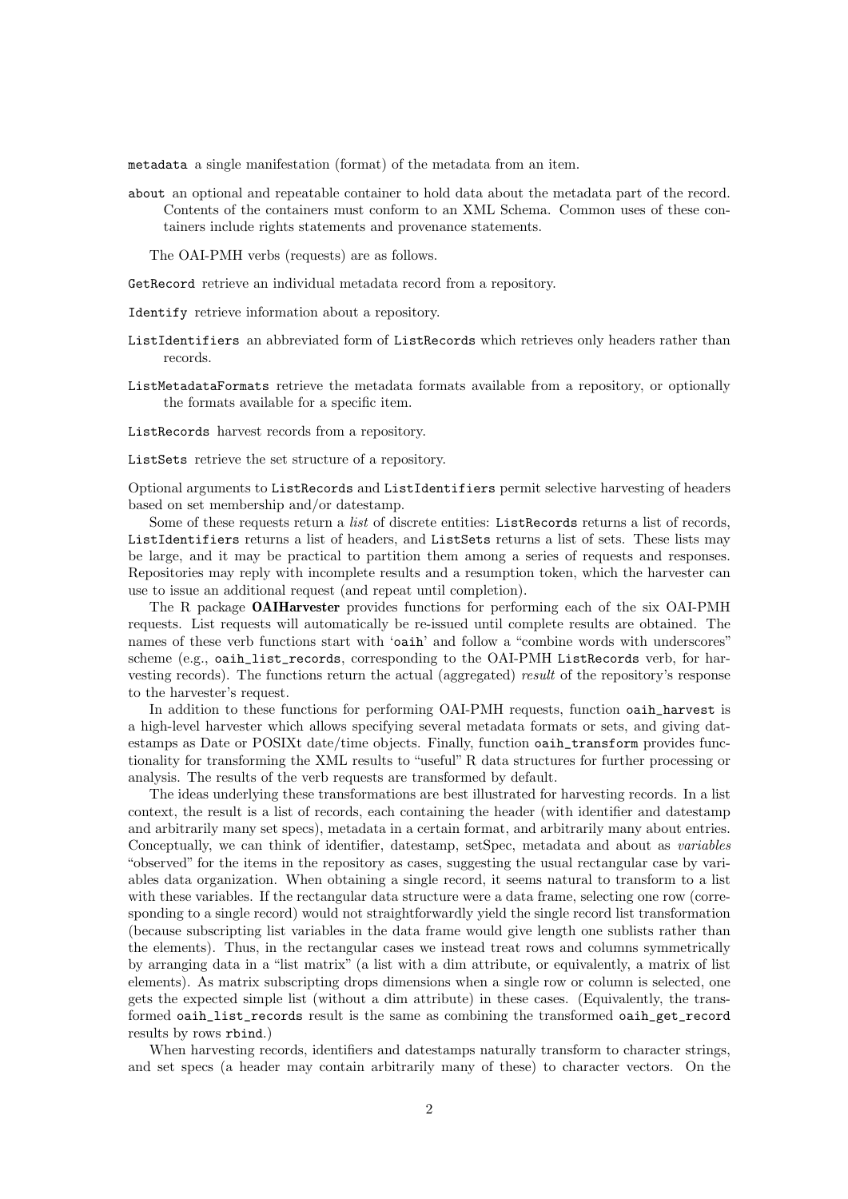`metadata` a single manifestation (format) of the metadata from an item.

`about` an optional and repeatable container to hold data about the metadata part of the record. Contents of the containers must conform to an XML Schema. Common uses of these containers include rights statements and provenance statements.

The OAI-PMH verbs (requests) are as follows.

`GetRecord` retrieve an individual metadata record from a repository.

`Identify` retrieve information about a repository.

`ListIdentifiers` an abbreviated form of `ListRecords` which retrieves only headers rather than records.

`ListMetadataFormats` retrieve the metadata formats available from a repository, or optionally the formats available for a specific item.

`ListRecords` harvest records from a repository.

`ListSets` retrieve the set structure of a repository.

Optional arguments to `ListRecords` and `ListIdentifiers` permit selective harvesting of headers based on set membership and/or datestamp.

Some of these requests return a *list* of discrete entities: `ListRecords` returns a list of records, `ListIdentifiers` returns a list of headers, and `ListSets` returns a list of sets. These lists may be large, and it may be practical to partition them among a series of requests and responses. Repositories may reply with incomplete results and a resumption token, which the harvester can use to issue an additional request (and repeat until completion).

The R package **OAIHarvester** provides functions for performing each of the six OAI-PMH requests. List requests will automatically be re-issued until complete results are obtained. The names of these verb functions start with '`oaih`' and follow a "combine words with underscores" scheme (e.g., `oaih_list_records`, corresponding to the OAI-PMH `ListRecords` verb, for harvesting records). The functions return the actual (aggregated) *result* of the repository's response to the harvester's request.

In addition to these functions for performing OAI-PMH requests, function `oaih_harvest` is a high-level harvester which allows specifying several metadata formats or sets, and giving datestamps as Date or POSIXt date/time objects. Finally, function `oaih_transform` provides functionality for transforming the XML results to "useful" R data structures for further processing or analysis. The results of the verb requests are transformed by default.

The ideas underlying these transformations are best illustrated for harvesting records. In a list context, the result is a list of records, each containing the header (with identifier and datestamp and arbitrarily many set specs), metadata in a certain format, and arbitrarily many about entries. Conceptually, we can think of identifier, datestamp, setSpec, metadata and about as *variables* "observed" for the items in the repository as cases, suggesting the usual rectangular case by variables data organization. When obtaining a single record, it seems natural to transform to a list with these variables. If the rectangular data structure were a data frame, selecting one row (corresponding to a single record) would not straightforwardly yield the single record list transformation (because subscripting list variables in the data frame would give length one sublists rather than the elements). Thus, in the rectangular cases we instead treat rows and columns symmetrically by arranging data in a "list matrix" (a list with a dim attribute, or equivalently, a matrix of list elements). As matrix subscripting drops dimensions when a single row or column is selected, one gets the expected simple list (without a dim attribute) in these cases. (Equivalently, the transformed `oaih_list_records` result is the same as combining the transformed `oaih_get_record` results by rows `rbind`.)

When harvesting records, identifiers and datestamps naturally transform to character strings, and set specs (a header may contain arbitrarily many of these) to character vectors. On the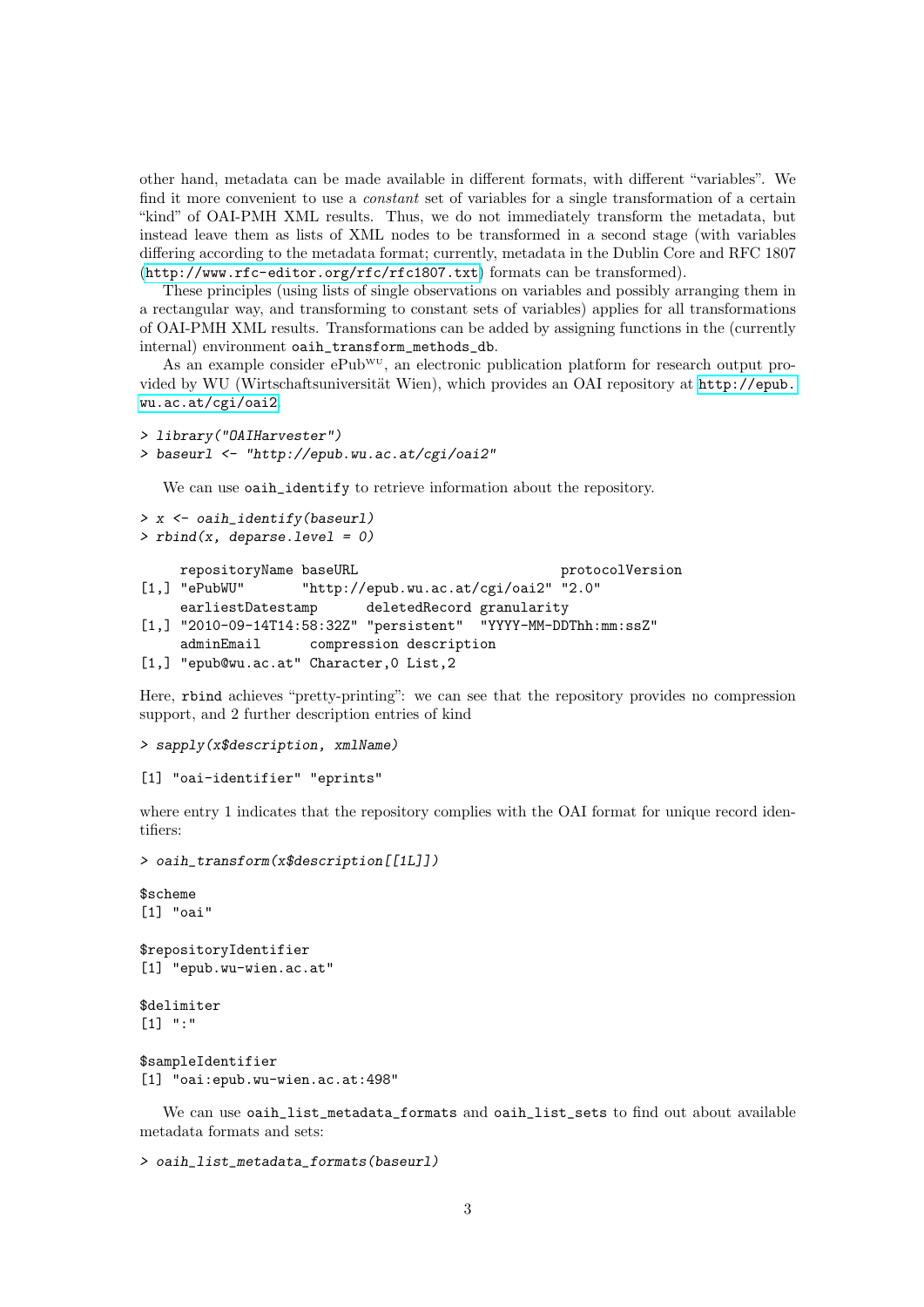other hand, metadata can be made available in different formats, with different "variables". We find it more convenient to use a *constant* set of variables for a single transformation of a certain "kind" of OAI-PMH XML results. Thus, we do not immediately transform the metadata, but instead leave them as lists of XML nodes to be transformed in a second stage (with variables differing according to the metadata format; currently, metadata in the Dublin Core and RFC 1807 (http://www.rfc-editor.org/rfc/rfc1807.txt) formats can be transformed).

These principles (using lists of single observations on variables and possibly arranging them in a rectangular way, and transforming to constant sets of variables) applies for all transformations of OAI-PMH XML results. Transformations can be added by assigning functions in the (currently internal) environment `oaih_transform_methods_db`.

As an example consider ePub$^{WU}$, an electronic publication platform for research output provided by WU (Wirtschaftsuniversität Wien), which provides an OAI repository at http://epub.wu.ac.at/cgi/oai2.

```
> library("OAIHarvester")
> baseurl <- "http://epub.wu.ac.at/cgi/oai2"
```

We can use `oaih_identify` to retrieve information about the repository.

```
> x <- oaih_identify(baseurl)
> rbind(x, deparse.level = 0)

     repositoryName baseURL                         protocolVersion
[1,] "ePubWU"       "http://epub.wu.ac.at/cgi/oai2" "2.0"
     earliestDatestamp      deletedRecord granularity
[1,] "2010-09-14T14:58:32Z" "persistent"  "YYYY-MM-DDThh:mm:ssZ"
     adminEmail      compression description
[1,] "epub@wu.ac.at" Character,0 List,2
```

Here, `rbind` achieves "pretty-printing": we can see that the repository provides no compression support, and 2 further description entries of kind

```
> sapply(x$description, xmlName)

[1] "oai-identifier" "eprints"
```

where entry 1 indicates that the repository complies with the OAI format for unique record identifiers:

```
> oaih_transform(x$description[[1L]])

$scheme
[1] "oai"

$repositoryIdentifier
[1] "epub.wu-wien.ac.at"

$delimiter
[1] ":"

$sampleIdentifier
[1] "oai:epub.wu-wien.ac.at:498"
```

We can use `oaih_list_metadata_formats` and `oaih_list_sets` to find out about available metadata formats and sets:

```
> oaih_list_metadata_formats(baseurl)
```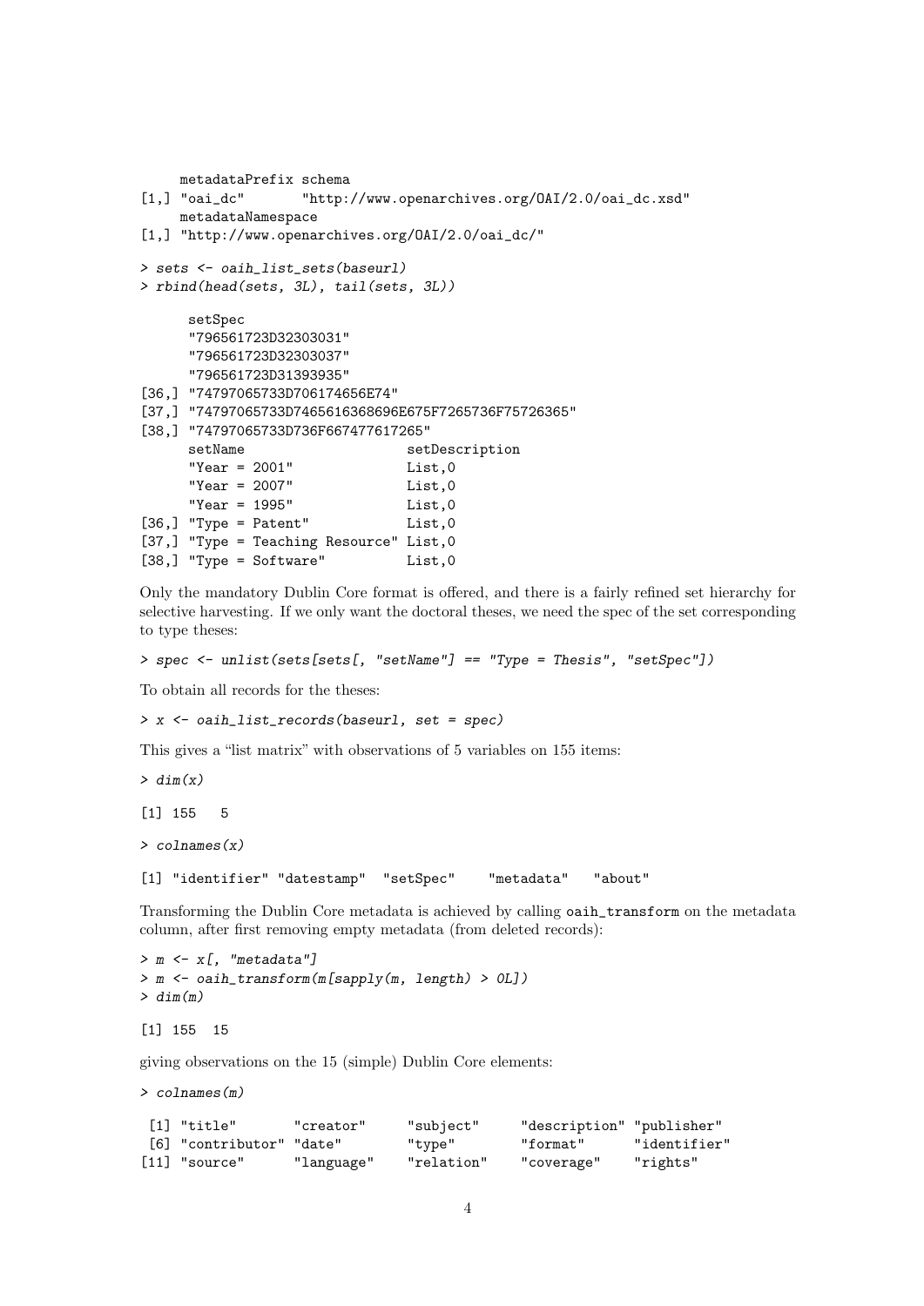```
     metadataPrefix schema
[1,] "oai_dc"       "http://www.openarchives.org/OAI/2.0/oai_dc.xsd"
     metadataNamespace
[1,] "http://www.openarchives.org/OAI/2.0/oai_dc/"
```

```
> sets <- oaih_list_sets(baseurl)
> rbind(head(sets, 3L), tail(sets, 3L))
```

```
      setSpec
      "796561723D32303031"
      "796561723D32303037"
      "796561723D31393935"
[36,] "74797065733D706174656E74"
[37,] "74797065733D7465616368696E675F7265736F75726365"
[38,] "74797065733D736F667477617265"
      setName                   setDescription
      "Year = 2001"             List,0
      "Year = 2007"             List,0
      "Year = 1995"             List,0
[36,] "Type = Patent"           List,0
[37,] "Type = Teaching Resource" List,0
[38,] "Type = Software"         List,0
```

Only the mandatory Dublin Core format is offered, and there is a fairly refined set hierarchy for selective harvesting. If we only want the doctoral theses, we need the spec of the set corresponding to type theses:

```
> spec <- unlist(sets[sets[, "setName"] == "Type = Thesis", "setSpec"])
```

To obtain all records for the theses:

```
> x <- oaih_list_records(baseurl, set = spec)
```

This gives a "list matrix" with observations of 5 variables on 155 items:

```
> dim(x)
```

```
[1] 155   5
```

```
> colnames(x)
```

```
[1] "identifier" "datestamp"  "setSpec"    "metadata"   "about"
```

Transforming the Dublin Core metadata is achieved by calling `oaih_transform` on the metadata column, after first removing empty metadata (from deleted records):

```
> m <- x[, "metadata"]
> m <- oaih_transform(m[sapply(m, length) > 0L])
> dim(m)
```

```
[1] 155  15
```

giving observations on the 15 (simple) Dublin Core elements:

```
> colnames(m)
```

```
 [1] "title"       "creator"     "subject"     "description" "publisher"
 [6] "contributor" "date"        "type"        "format"      "identifier"
[11] "source"      "language"    "relation"    "coverage"    "rights"
```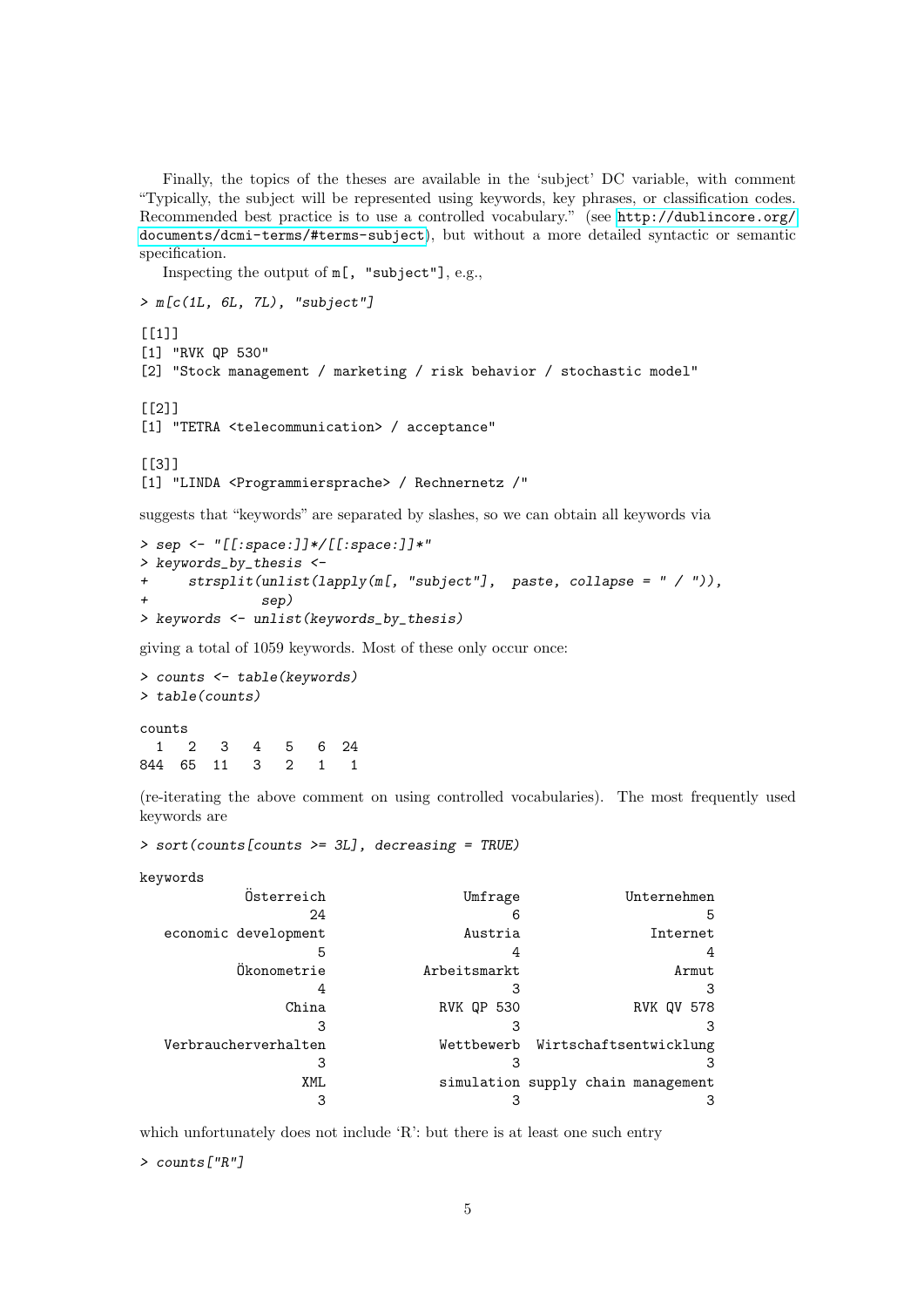Finally, the topics of the theses are available in the 'subject' DC variable, with comment "Typically, the subject will be represented using keywords, key phrases, or classification codes. Recommended best practice is to use a controlled vocabulary." (see http://dublincore.org/documents/dcmi-terms/#terms-subject), but without a more detailed syntactic or semantic specification.

Inspecting the output of `m[, "subject"]`, e.g.,

```
> m[c(1L, 6L, 7L), "subject"]

[[1]]
[1] "RVK QP 530"
[2] "Stock management / marketing / risk behavior / stochastic model"

[[2]]
[1] "TETRA <telecommunication> / acceptance"

[[3]]
[1] "LINDA <Programmiersprache> / Rechnernetz /"
```

suggests that "keywords" are separated by slashes, so we can obtain all keywords via

```
> sep <- "[[:space:]]*/[[:space:]]*"
> keywords_by_thesis <-
+     strsplit(unlist(lapply(m[, "subject"],  paste, collapse = " / ")),
+              sep)
> keywords <- unlist(keywords_by_thesis)
```

giving a total of 1059 keywords. Most of these only occur once:

```
> counts <- table(keywords)
> table(counts)

counts
  1   2   3   4   5   6  24
844  65  11   3   2   1   1
```

(re-iterating the above comment on using controlled vocabularies). The most frequently used keywords are

```
> sort(counts[counts >= 3L], decreasing = TRUE)

keywords
            Österreich                Umfrage            Unternehmen
                    24                      6                      5
  economic development                Austria               Internet
                     5                      4                      4
           Ökonometrie           Arbeitsmarkt                  Armut
                     4                      3                      3
                 China             RVK QP 530             RVK QV 578
                     3                      3                      3
   Verbraucherverhalten             Wettbewerb  Wirtschaftsentwicklung
                     3                      3                      3
                   XML             simulation supply chain management
                     3                      3                      3
```

which unfortunately does not include 'R': but there is at least one such entry

```
> counts["R"]
```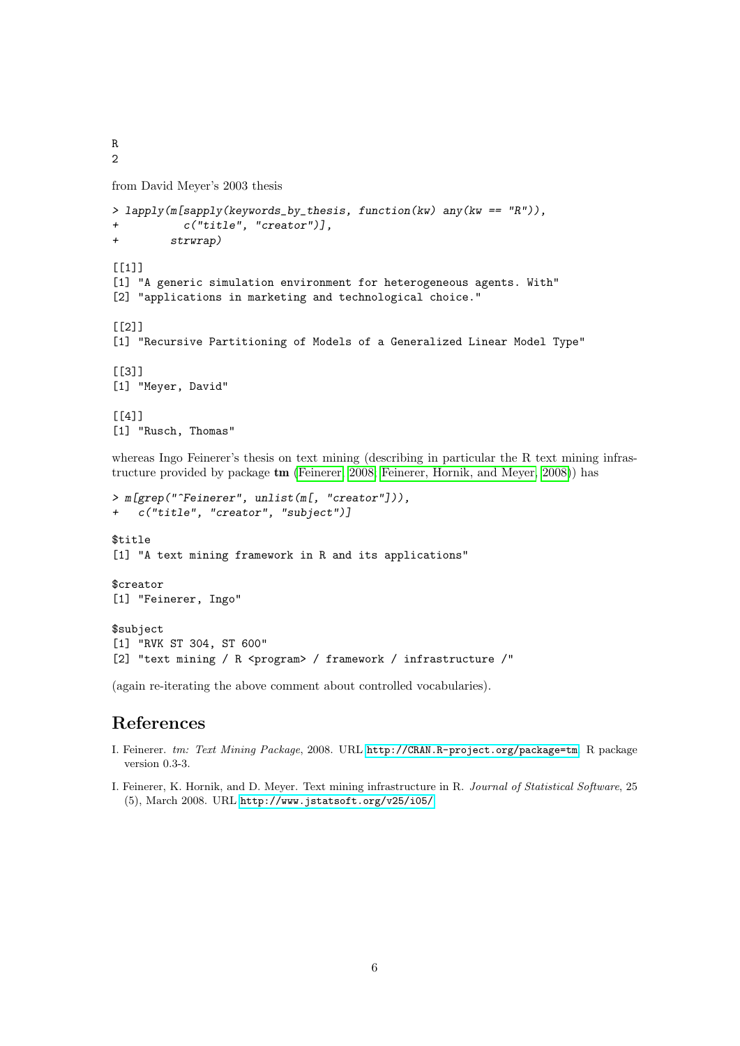```
R
2
```

from David Meyer's 2003 thesis

```
> lapply(m[sapply(keywords_by_thesis, function(kw) any(kw == "R")),
+          c("title", "creator")],
+        strwrap)

[[1]]
[1] "A generic simulation environment for heterogeneous agents. With"
[2] "applications in marketing and technological choice."

[[2]]
[1] "Recursive Partitioning of Models of a Generalized Linear Model Type"

[[3]]
[1] "Meyer, David"

[[4]]
[1] "Rusch, Thomas"
```

whereas Ingo Feinerer's thesis on text mining (describing in particular the R text mining infrastructure provided by package **tm** (Feinerer, 2008; Feinerer, Hornik, and Meyer, 2008)) has

```
> m[grep("^Feinerer", unlist(m[, "creator"])),
+   c("title", "creator", "subject")]

$title
[1] "A text mining framework in R and its applications"

$creator
[1] "Feinerer, Ingo"

$subject
[1] "RVK ST 304, ST 600"
[2] "text mining / R <program> / framework / infrastructure /"
```

(again re-iterating the above comment about controlled vocabularies).

## References

I. Feinerer. *tm: Text Mining Package*, 2008. URL http://CRAN.R-project.org/package=tm. R package version 0.3-3.

I. Feinerer, K. Hornik, and D. Meyer. Text mining infrastructure in R. *Journal of Statistical Software*, 25 (5), March 2008. URL http://www.jstatsoft.org/v25/i05/.